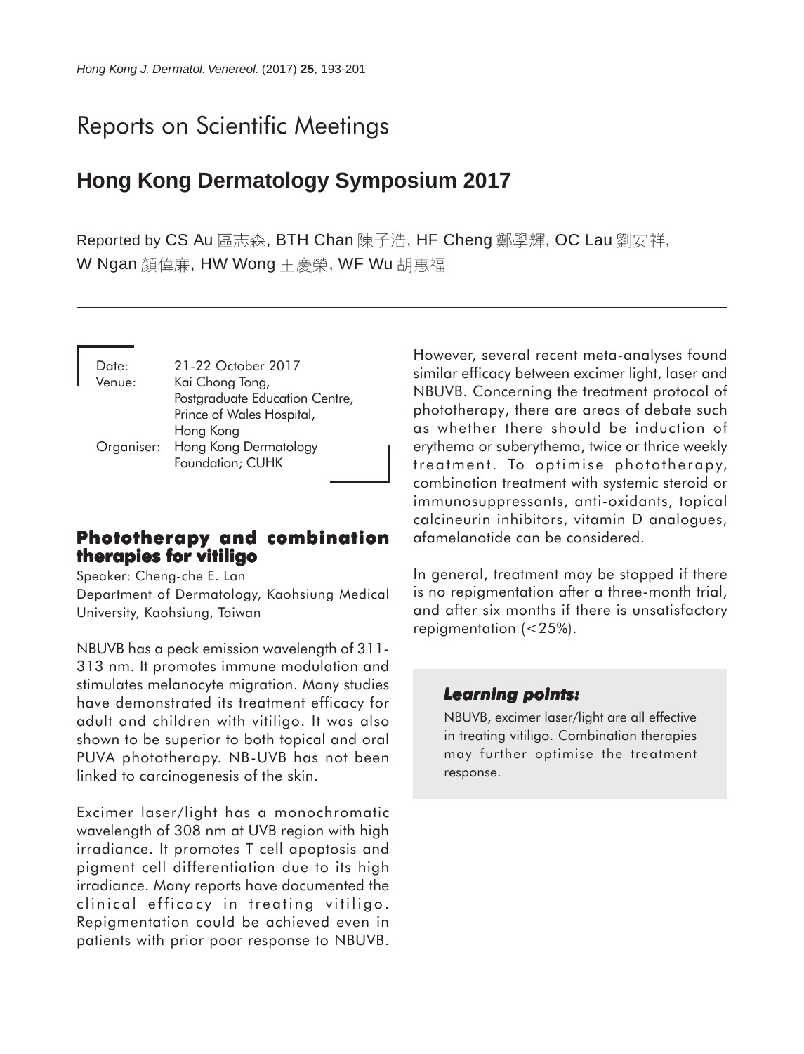# Reports on Scientific Meetings

## Hong Kong Dermatology Symposium 2017

Reported by CS Au 區志森, BTH Chan 陳子浩, HF Cheng 鄭學輝, OC Lau 劉安祥, W Ngan 顏偉廉, HW Wong 王慶榮, WF Wu 胡惠福

Date: 21-22 October 2017
Venue: Kai Chong Tong, Postgraduate Education Centre, Prince of Wales Hospital, Hong Kong
Organiser: Hong Kong Dermatology Foundation; CUHK

### Phototherapy and combination therapies for vitiligo

Speaker: Cheng-che E. Lan
Department of Dermatology, Kaohsiung Medical University, Kaohsiung, Taiwan

NBUVB has a peak emission wavelength of 311-313 nm. It promotes immune modulation and stimulates melanocyte migration. Many studies have demonstrated its treatment efficacy for adult and children with vitiligo. It was also shown to be superior to both topical and oral PUVA phototherapy. NB-UVB has not been linked to carcinogenesis of the skin.

Excimer laser/light has a monochromatic wavelength of 308 nm at UVB region with high irradiance. It promotes T cell apoptosis and pigment cell differentiation due to its high irradiance. Many reports have documented the clinical efficacy in treating vitiligo. Repigmentation could be achieved even in patients with prior poor response to NBUVB. However, several recent meta-analyses found similar efficacy between excimer light, laser and NBUVB. Concerning the treatment protocol of phototherapy, there are areas of debate such as whether there should be induction of erythema or suberythema, twice or thrice weekly treatment. To optimise phototherapy, combination treatment with systemic steroid or immunosuppressants, anti-oxidants, topical calcineurin inhibitors, vitamin D analogues, afamelanotide can be considered.

In general, treatment may be stopped if there is no repigmentation after a three-month trial, and after six months if there is unsatisfactory repigmentation (<25%).

***Learning points:***

NBUVB, excimer laser/light are all effective in treating vitiligo. Combination therapies may further optimise the treatment response.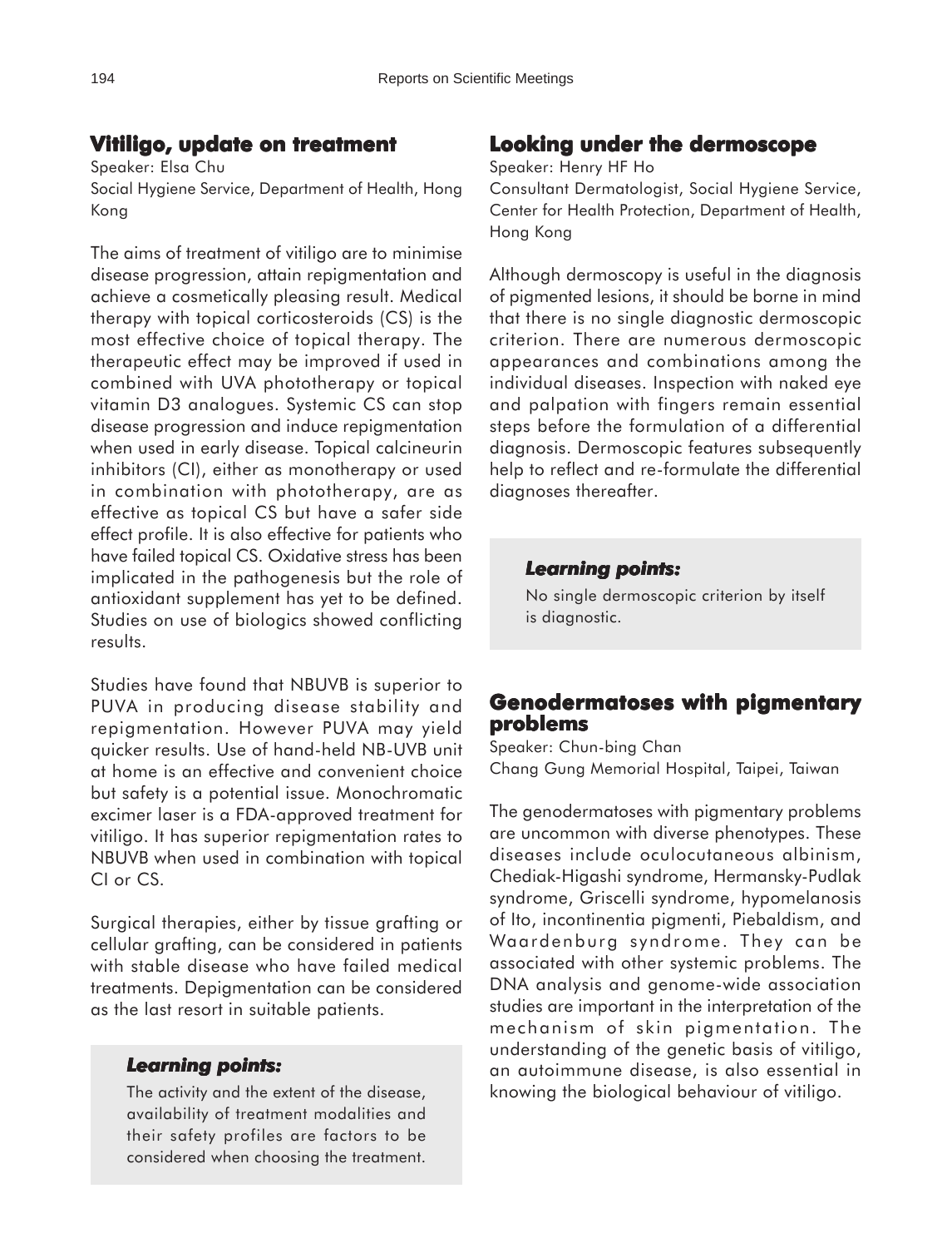## Vitiligo, update on treatment

Speaker: Elsa Chu

Social Hygiene Service, Department of Health, Hong Kong

The aims of treatment of vitiligo are to minimise disease progression, attain repigmentation and achieve a cosmetically pleasing result. Medical therapy with topical corticosteroids (CS) is the most effective choice of topical therapy. The therapeutic effect may be improved if used in combined with UVA phototherapy or topical vitamin D3 analogues. Systemic CS can stop disease progression and induce repigmentation when used in early disease. Topical calcineurin inhibitors (CI), either as monotherapy or used in combination with phototherapy, are as effective as topical CS but have a safer side effect profile. It is also effective for patients who have failed topical CS. Oxidative stress has been implicated in the pathogenesis but the role of antioxidant supplement has yet to be defined. Studies on use of biologics showed conflicting results.

Studies have found that NBUVB is superior to PUVA in producing disease stability and repigmentation. However PUVA may yield quicker results. Use of hand-held NB-UVB unit at home is an effective and convenient choice but safety is a potential issue. Monochromatic excimer laser is a FDA-approved treatment for vitiligo. It has superior repigmentation rates to NBUVB when used in combination with topical CI or CS.

Surgical therapies, either by tissue grafting or cellular grafting, can be considered in patients with stable disease who have failed medical treatments. Depigmentation can be considered as the last resort in suitable patients.

### *Learning points:*

The activity and the extent of the disease, availability of treatment modalities and their safety profiles are factors to be considered when choosing the treatment.

## Looking under the dermoscope

Speaker: Henry HF Ho

Consultant Dermatologist, Social Hygiene Service, Center for Health Protection, Department of Health, Hong Kong

Although dermoscopy is useful in the diagnosis of pigmented lesions, it should be borne in mind that there is no single diagnostic dermoscopic criterion. There are numerous dermoscopic appearances and combinations among the individual diseases. Inspection with naked eye and palpation with fingers remain essential steps before the formulation of a differential diagnosis. Dermoscopic features subsequently help to reflect and re-formulate the differential diagnoses thereafter.

### *Learning points:*

No single dermoscopic criterion by itself is diagnostic.

## Genodermatoses with pigmentary problems

Speaker: Chun-bing Chan

Chang Gung Memorial Hospital, Taipei, Taiwan

The genodermatoses with pigmentary problems are uncommon with diverse phenotypes. These diseases include oculocutaneous albinism, Chediak-Higashi syndrome, Hermansky-Pudlak syndrome, Griscelli syndrome, hypomelanosis of Ito, incontinentia pigmenti, Piebaldism, and Waardenburg syndrome. They can be associated with other systemic problems. The DNA analysis and genome-wide association studies are important in the interpretation of the mechanism of skin pigmentation. The understanding of the genetic basis of vitiligo, an autoimmune disease, is also essential in knowing the biological behaviour of vitiligo.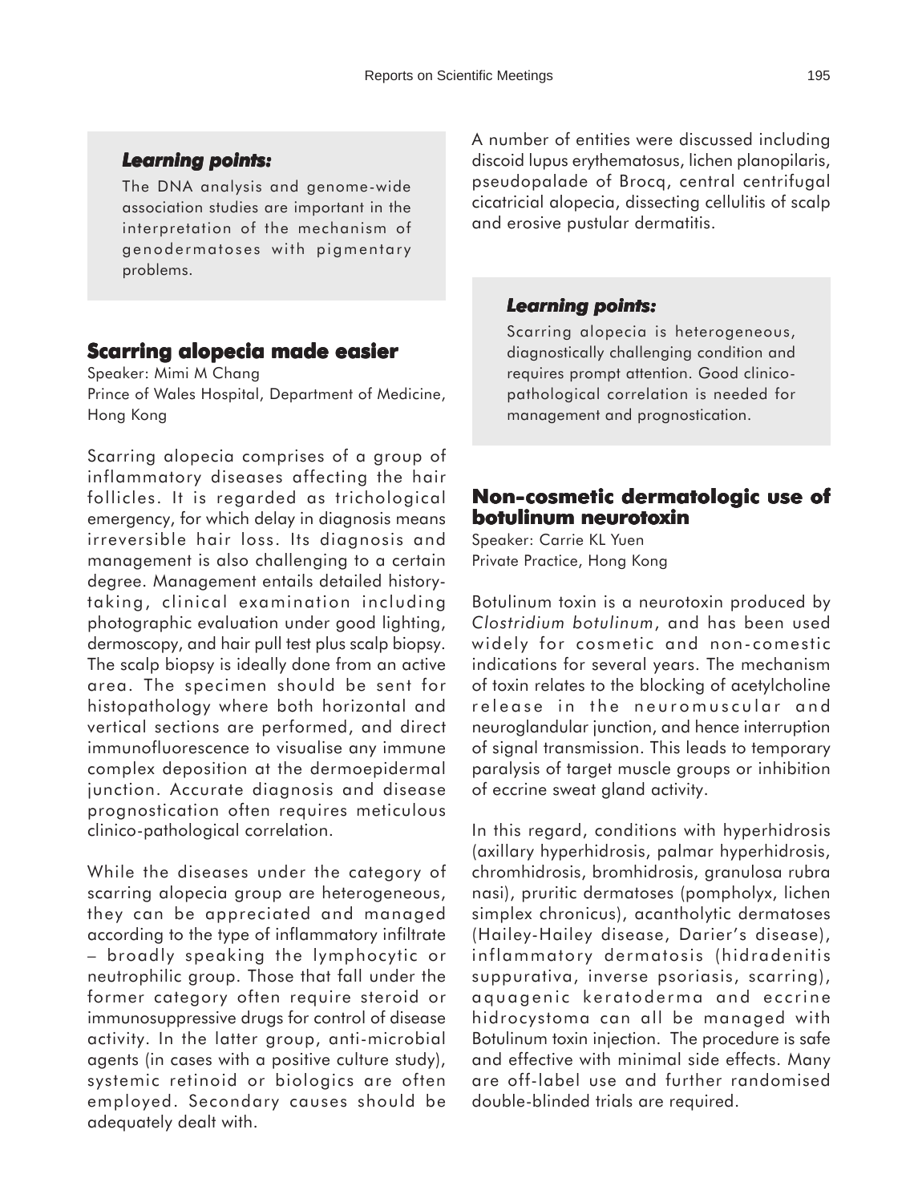### Learning points:

The DNA analysis and genome-wide association studies are important in the interpretation of the mechanism of genodermatoses with pigmentary problems.

## Scarring alopecia made easier

Speaker: Mimi M Chang
Prince of Wales Hospital, Department of Medicine, Hong Kong

Scarring alopecia comprises of a group of inflammatory diseases affecting the hair follicles. It is regarded as trichological emergency, for which delay in diagnosis means irreversible hair loss. Its diagnosis and management is also challenging to a certain degree. Management entails detailed history-taking, clinical examination including photographic evaluation under good lighting, dermoscopy, and hair pull test plus scalp biopsy. The scalp biopsy is ideally done from an active area. The specimen should be sent for histopathology where both horizontal and vertical sections are performed, and direct immunofluorescence to visualise any immune complex deposition at the dermoepidermal junction. Accurate diagnosis and disease prognostication often requires meticulous clinico-pathological correlation.

While the diseases under the category of scarring alopecia group are heterogeneous, they can be appreciated and managed according to the type of inflammatory infiltrate – broadly speaking the lymphocytic or neutrophilic group. Those that fall under the former category often require steroid or immunosuppressive drugs for control of disease activity. In the latter group, anti-microbial agents (in cases with a positive culture study), systemic retinoid or biologics are often employed. Secondary causes should be adequately dealt with.

A number of entities were discussed including discoid lupus erythematosus, lichen planopilaris, pseudopalade of Brocq, central centrifugal cicatricial alopecia, dissecting cellulitis of scalp and erosive pustular dermatitis.

### Learning points:

Scarring alopecia is heterogeneous, diagnostically challenging condition and requires prompt attention. Good clinico-pathological correlation is needed for management and prognostication.

## Non-cosmetic dermatologic use of botulinum neurotoxin

Speaker: Carrie KL Yuen
Private Practice, Hong Kong

Botulinum toxin is a neurotoxin produced by *Clostridium botulinum*, and has been used widely for cosmetic and non-comestic indications for several years. The mechanism of toxin relates to the blocking of acetylcholine release in the neuromuscular and neuroglandular junction, and hence interruption of signal transmission. This leads to temporary paralysis of target muscle groups or inhibition of eccrine sweat gland activity.

In this regard, conditions with hyperhidrosis (axillary hyperhidrosis, palmar hyperhidrosis, chromhidrosis, bromhidrosis, granulosa rubra nasi), pruritic dermatoses (pompholyx, lichen simplex chronicus), acantholytic dermatoses (Hailey-Hailey disease, Darier's disease), inflammatory dermatosis (hidradenitis suppurativa, inverse psoriasis, scarring), aquagenic keratoderma and eccrine hidrocystoma can all be managed with Botulinum toxin injection. The procedure is safe and effective with minimal side effects. Many are off-label use and further randomised double-blinded trials are required.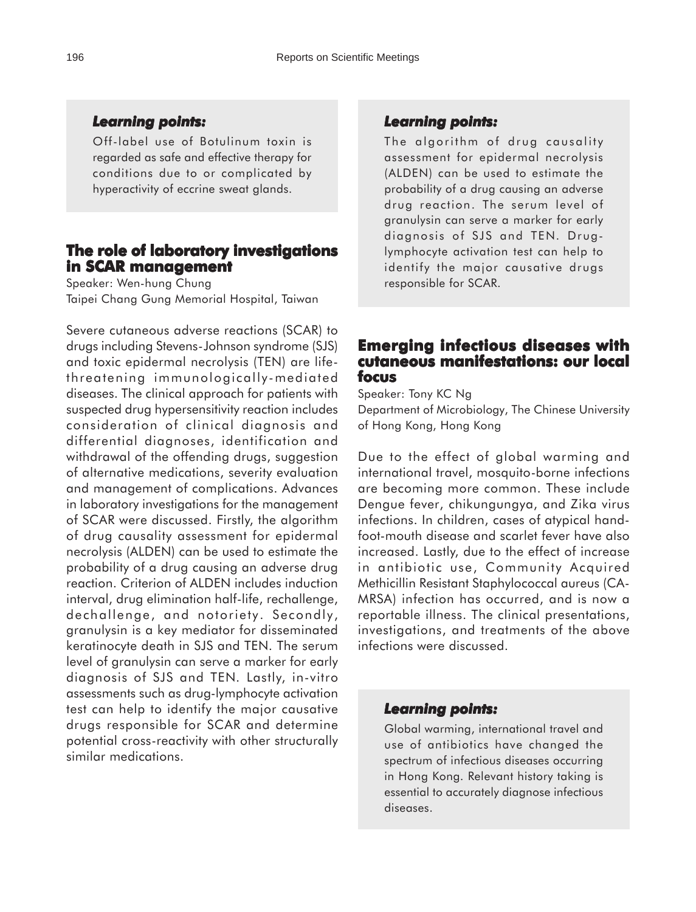### *Learning points:*

Off-label use of Botulinum toxin is regarded as safe and effective therapy for conditions due to or complicated by hyperactivity of eccrine sweat glands.

## The role of laboratory investigations in SCAR management

Speaker: Wen-hung Chung
Taipei Chang Gung Memorial Hospital, Taiwan

Severe cutaneous adverse reactions (SCAR) to drugs including Stevens-Johnson syndrome (SJS) and toxic epidermal necrolysis (TEN) are life-threatening immunologically-mediated diseases. The clinical approach for patients with suspected drug hypersensitivity reaction includes consideration of clinical diagnosis and differential diagnoses, identification and withdrawal of the offending drugs, suggestion of alternative medications, severity evaluation and management of complications. Advances in laboratory investigations for the management of SCAR were discussed. Firstly, the algorithm of drug causality assessment for epidermal necrolysis (ALDEN) can be used to estimate the probability of a drug causing an adverse drug reaction. Criterion of ALDEN includes induction interval, drug elimination half-life, rechallenge, dechallenge, and notoriety. Secondly, granulysin is a key mediator for disseminated keratinocyte death in SJS and TEN. The serum level of granulysin can serve a marker for early diagnosis of SJS and TEN. Lastly, in-vitro assessments such as drug-lymphocyte activation test can help to identify the major causative drugs responsible for SCAR and determine potential cross-reactivity with other structurally similar medications.

### *Learning points:*

The algorithm of drug causality assessment for epidermal necrolysis (ALDEN) can be used to estimate the probability of a drug causing an adverse drug reaction. The serum level of granulysin can serve a marker for early diagnosis of SJS and TEN. Drug-lymphocyte activation test can help to identify the major causative drugs responsible for SCAR.

## Emerging infectious diseases with cutaneous manifestations: our local focus

Speaker: Tony KC Ng
Department of Microbiology, The Chinese University of Hong Kong, Hong Kong

Due to the effect of global warming and international travel, mosquito-borne infections are becoming more common. These include Dengue fever, chikungunya, and Zika virus infections. In children, cases of atypical hand-foot-mouth disease and scarlet fever have also increased. Lastly, due to the effect of increase in antibiotic use, Community Acquired Methicillin Resistant Staphylococcal aureus (CA-MRSA) infection has occurred, and is now a reportable illness. The clinical presentations, investigations, and treatments of the above infections were discussed.

### *Learning points:*

Global warming, international travel and use of antibiotics have changed the spectrum of infectious diseases occurring in Hong Kong. Relevant history taking is essential to accurately diagnose infectious diseases.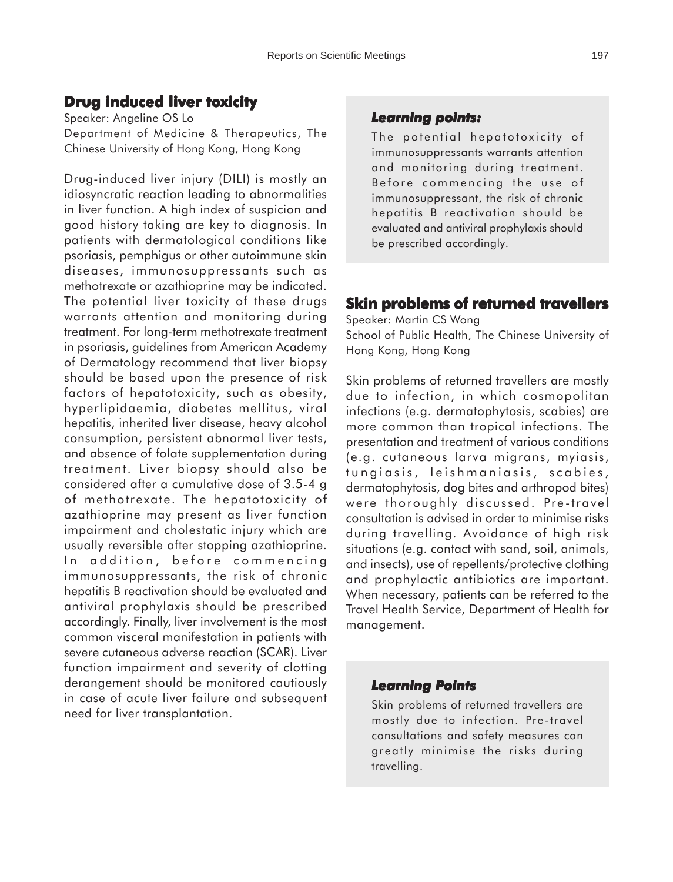## Drug induced liver toxicity

Speaker: Angeline OS Lo

Department of Medicine & Therapeutics, The Chinese University of Hong Kong, Hong Kong

Drug-induced liver injury (DILI) is mostly an idiosyncratic reaction leading to abnormalities in liver function. A high index of suspicion and good history taking are key to diagnosis. In patients with dermatological conditions like psoriasis, pemphigus or other autoimmune skin diseases, immunosuppressants such as methotrexate or azathioprine may be indicated. The potential liver toxicity of these drugs warrants attention and monitoring during treatment. For long-term methotrexate treatment in psoriasis, guidelines from American Academy of Dermatology recommend that liver biopsy should be based upon the presence of risk factors of hepatotoxicity, such as obesity, hyperlipidaemia, diabetes mellitus, viral hepatitis, inherited liver disease, heavy alcohol consumption, persistent abnormal liver tests, and absence of folate supplementation during treatment. Liver biopsy should also be considered after a cumulative dose of 3.5-4 g of methotrexate. The hepatotoxicity of azathioprine may present as liver function impairment and cholestatic injury which are usually reversible after stopping azathioprine. In addition, before commencing immunosuppressants, the risk of chronic hepatitis B reactivation should be evaluated and antiviral prophylaxis should be prescribed accordingly. Finally, liver involvement is the most common visceral manifestation in patients with severe cutaneous adverse reaction (SCAR). Liver function impairment and severity of clotting derangement should be monitored cautiously in case of acute liver failure and subsequent need for liver transplantation.

### *Learning points:*

The potential hepatotoxicity of immunosuppressants warrants attention and monitoring during treatment. Before commencing the use of immunosuppressant, the risk of chronic hepatitis B reactivation should be evaluated and antiviral prophylaxis should be prescribed accordingly.

## Skin problems of returned travellers

Speaker: Martin CS Wong

School of Public Health, The Chinese University of Hong Kong, Hong Kong

Skin problems of returned travellers are mostly due to infection, in which cosmopolitan infections (e.g. dermatophytosis, scabies) are more common than tropical infections. The presentation and treatment of various conditions (e.g. cutaneous larva migrans, myiasis, tungiasis, leishmaniasis, scabies, dermatophytosis, dog bites and arthropod bites) were thoroughly discussed. Pre-travel consultation is advised in order to minimise risks during travelling. Avoidance of high risk situations (e.g. contact with sand, soil, animals, and insects), use of repellents/protective clothing and prophylactic antibiotics are important. When necessary, patients can be referred to the Travel Health Service, Department of Health for management.

### *Learning Points*

Skin problems of returned travellers are mostly due to infection. Pre-travel consultations and safety measures can greatly minimise the risks during travelling.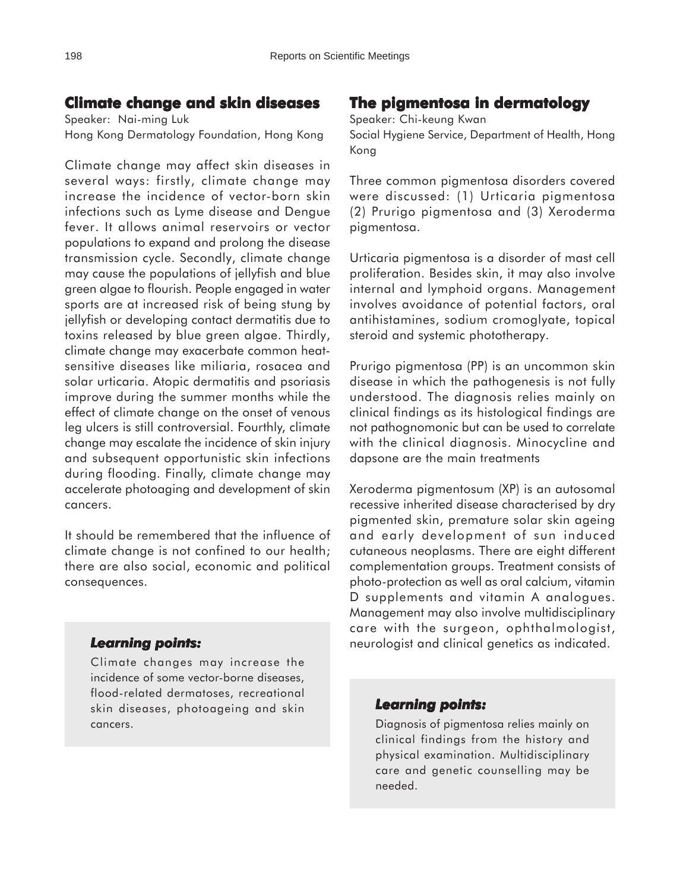## Climate change and skin diseases

Speaker: Nai-ming Luk
Hong Kong Dermatology Foundation, Hong Kong

Climate change may affect skin diseases in several ways: firstly, climate change may increase the incidence of vector-born skin infections such as Lyme disease and Dengue fever. It allows animal reservoirs or vector populations to expand and prolong the disease transmission cycle. Secondly, climate change may cause the populations of jellyfish and blue green algae to flourish. People engaged in water sports are at increased risk of being stung by jellyfish or developing contact dermatitis due to toxins released by blue green algae. Thirdly, climate change may exacerbate common heat-sensitive diseases like miliaria, rosacea and solar urticaria. Atopic dermatitis and psoriasis improve during the summer months while the effect of climate change on the onset of venous leg ulcers is still controversial. Fourthly, climate change may escalate the incidence of skin injury and subsequent opportunistic skin infections during flooding. Finally, climate change may accelerate photoaging and development of skin cancers.

It should be remembered that the influence of climate change is not confined to our health; there are also social, economic and political consequences.

***Learning points:***

Climate changes may increase the incidence of some vector-borne diseases, flood-related dermatoses, recreational skin diseases, photoageing and skin cancers.

## The pigmentosa in dermatology

Speaker: Chi-keung Kwan
Social Hygiene Service, Department of Health, Hong Kong

Three common pigmentosa disorders covered were discussed: (1) Urticaria pigmentosa (2) Prurigo pigmentosa and (3) Xeroderma pigmentosa.

Urticaria pigmentosa is a disorder of mast cell proliferation. Besides skin, it may also involve internal and lymphoid organs. Management involves avoidance of potential factors, oral antihistamines, sodium cromoglyate, topical steroid and systemic phototherapy.

Prurigo pigmentosa (PP) is an uncommon skin disease in which the pathogenesis is not fully understood. The diagnosis relies mainly on clinical findings as its histological findings are not pathognomonic but can be used to correlate with the clinical diagnosis. Minocycline and dapsone are the main treatments

Xeroderma pigmentosum (XP) is an autosomal recessive inherited disease characterised by dry pigmented skin, premature solar skin ageing and early development of sun induced cutaneous neoplasms. There are eight different complementation groups. Treatment consists of photo-protection as well as oral calcium, vitamin D supplements and vitamin A analogues. Management may also involve multidisciplinary care with the surgeon, ophthalmologist, neurologist and clinical genetics as indicated.

***Learning points:***

Diagnosis of pigmentosa relies mainly on clinical findings from the history and physical examination. Multidisciplinary care and genetic counselling may be needed.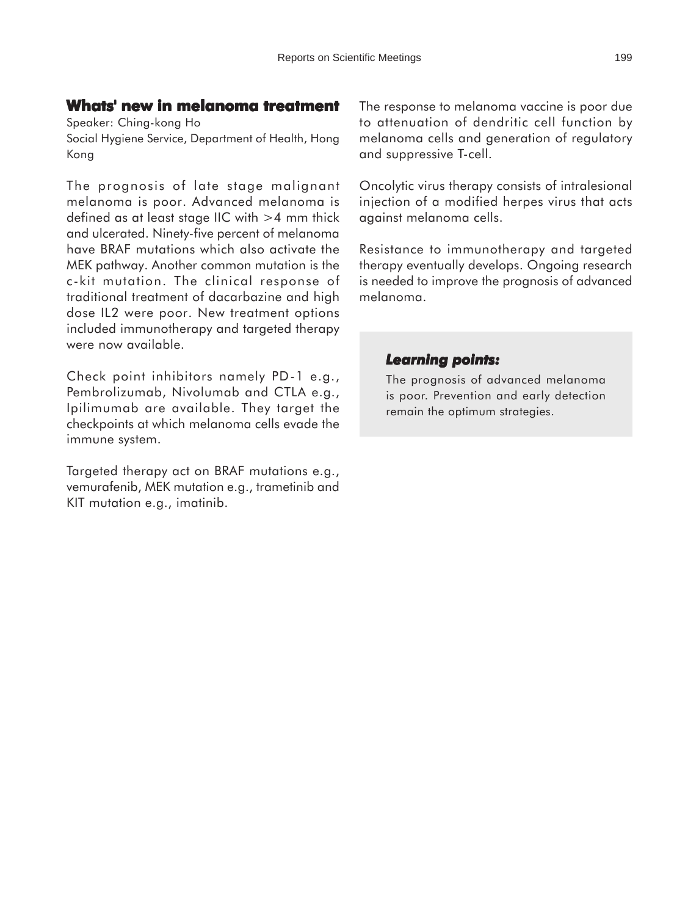## Whats' new in melanoma treatment

Speaker: Ching-kong Ho

Social Hygiene Service, Department of Health, Hong Kong

The prognosis of late stage malignant melanoma is poor. Advanced melanoma is defined as at least stage IIC with >4 mm thick and ulcerated. Ninety-five percent of melanoma have BRAF mutations which also activate the MEK pathway. Another common mutation is the c-kit mutation. The clinical response of traditional treatment of dacarbazine and high dose IL2 were poor. New treatment options included immunotherapy and targeted therapy were now available.

Check point inhibitors namely PD-1 e.g., Pembrolizumab, Nivolumab and CTLA e.g., Ipilimumab are available. They target the checkpoints at which melanoma cells evade the immune system.

Targeted therapy act on BRAF mutations e.g., vemurafenib, MEK mutation e.g., trametinib and KIT mutation e.g., imatinib.

The response to melanoma vaccine is poor due to attenuation of dendritic cell function by melanoma cells and generation of regulatory and suppressive T-cell.

Oncolytic virus therapy consists of intralesional injection of a modified herpes virus that acts against melanoma cells.

Resistance to immunotherapy and targeted therapy eventually develops. Ongoing research is needed to improve the prognosis of advanced melanoma.

***Learning points:***

The prognosis of advanced melanoma is poor. Prevention and early detection remain the optimum strategies.